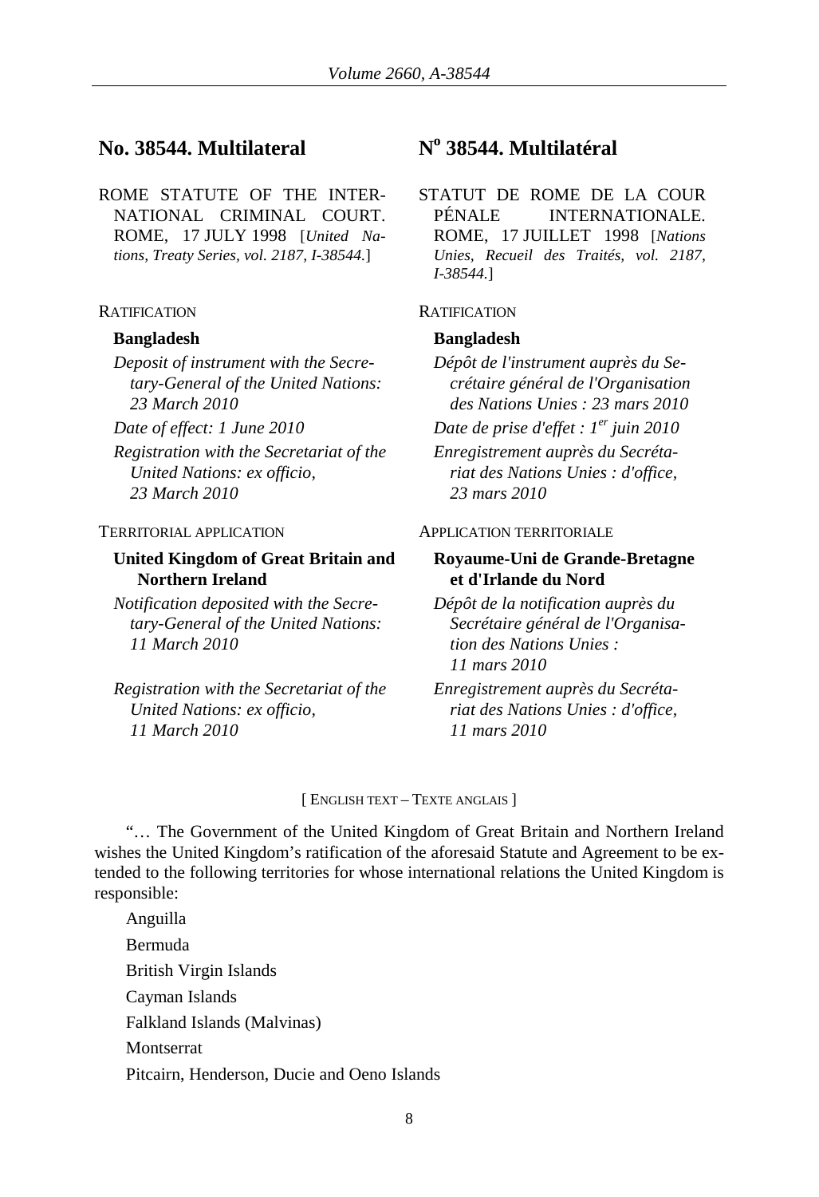## No. 38544. Multilateral

ROME STATUTE OF THE INTERNATIONAL CRIMINAL COURT. ROME, 17 JULY 1998 [*United Nations, Treaty Series, vol. 2187, I-38544.*]

RATIFICATION

**Bangladesh**

*Deposit of instrument with the Secretary-General of the United Nations: 23 March 2010*

*Date of effect: 1 June 2010*

*Registration with the Secretariat of the United Nations: ex officio, 23 March 2010*

TERRITORIAL APPLICATION

**United Kingdom of Great Britain and Northern Ireland**

*Notification deposited with the Secretary-General of the United Nations: 11 March 2010*

*Registration with the Secretariat of the United Nations: ex officio, 11 March 2010*

## N° 38544. Multilatéral

STATUT DE ROME DE LA COUR PÉNALE INTERNATIONALE. ROME, 17 JUILLET 1998 [*Nations Unies, Recueil des Traités, vol. 2187, I-38544.*]

RATIFICATION

**Bangladesh**

*Dépôt de l'instrument auprès du Secrétaire général de l'Organisation des Nations Unies : 23 mars 2010*

*Date de prise d'effet : 1er juin 2010*

*Enregistrement auprès du Secrétariat des Nations Unies : d'office, 23 mars 2010*

APPLICATION TERRITORIALE

**Royaume-Uni de Grande-Bretagne et d'Irlande du Nord**

*Dépôt de la notification auprès du Secrétaire général de l'Organisation des Nations Unies : 11 mars 2010*

*Enregistrement auprès du Secrétariat des Nations Unies : d'office, 11 mars 2010*

[ ENGLISH TEXT – TEXTE ANGLAIS ]

"… The Government of the United Kingdom of Great Britain and Northern Ireland wishes the United Kingdom's ratification of the aforesaid Statute and Agreement to be extended to the following territories for whose international relations the United Kingdom is responsible:

Anguilla

Bermuda

British Virgin Islands

Cayman Islands

Falkland Islands (Malvinas)

Montserrat

Pitcairn, Henderson, Ducie and Oeno Islands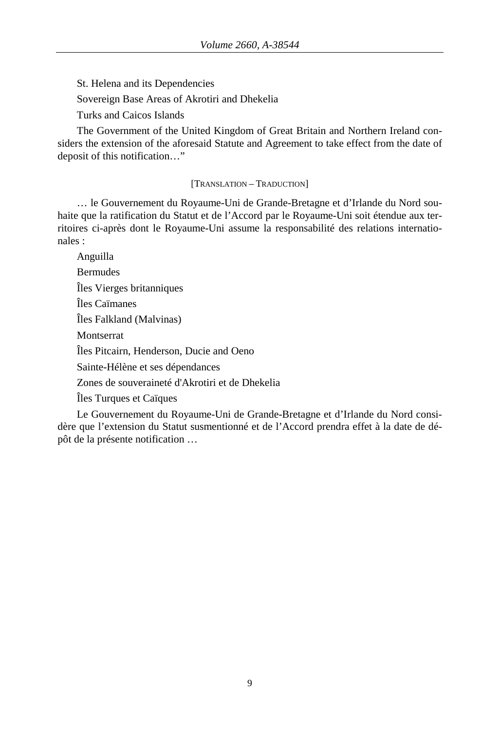St. Helena and its Dependencies

Sovereign Base Areas of Akrotiri and Dhekelia

Turks and Caicos Islands

The Government of the United Kingdom of Great Britain and Northern Ireland considers the extension of the aforesaid Statute and Agreement to take effect from the date of deposit of this notification…"

[TRANSLATION – TRADUCTION]

… le Gouvernement du Royaume-Uni de Grande-Bretagne et d'Irlande du Nord souhaite que la ratification du Statut et de l'Accord par le Royaume-Uni soit étendue aux territoires ci-après dont le Royaume-Uni assume la responsabilité des relations internationales :

Anguilla

Bermudes

Îles Vierges britanniques

Îles Caïmanes

Îles Falkland (Malvinas)

Montserrat

Îles Pitcairn, Henderson, Ducie and Oeno

Sainte-Hélène et ses dépendances

Zones de souveraineté d'Akrotiri et de Dhekelia

Îles Turques et Caïques

Le Gouvernement du Royaume-Uni de Grande-Bretagne et d'Irlande du Nord considère que l'extension du Statut susmentionné et de l'Accord prendra effet à la date de dépôt de la présente notification …